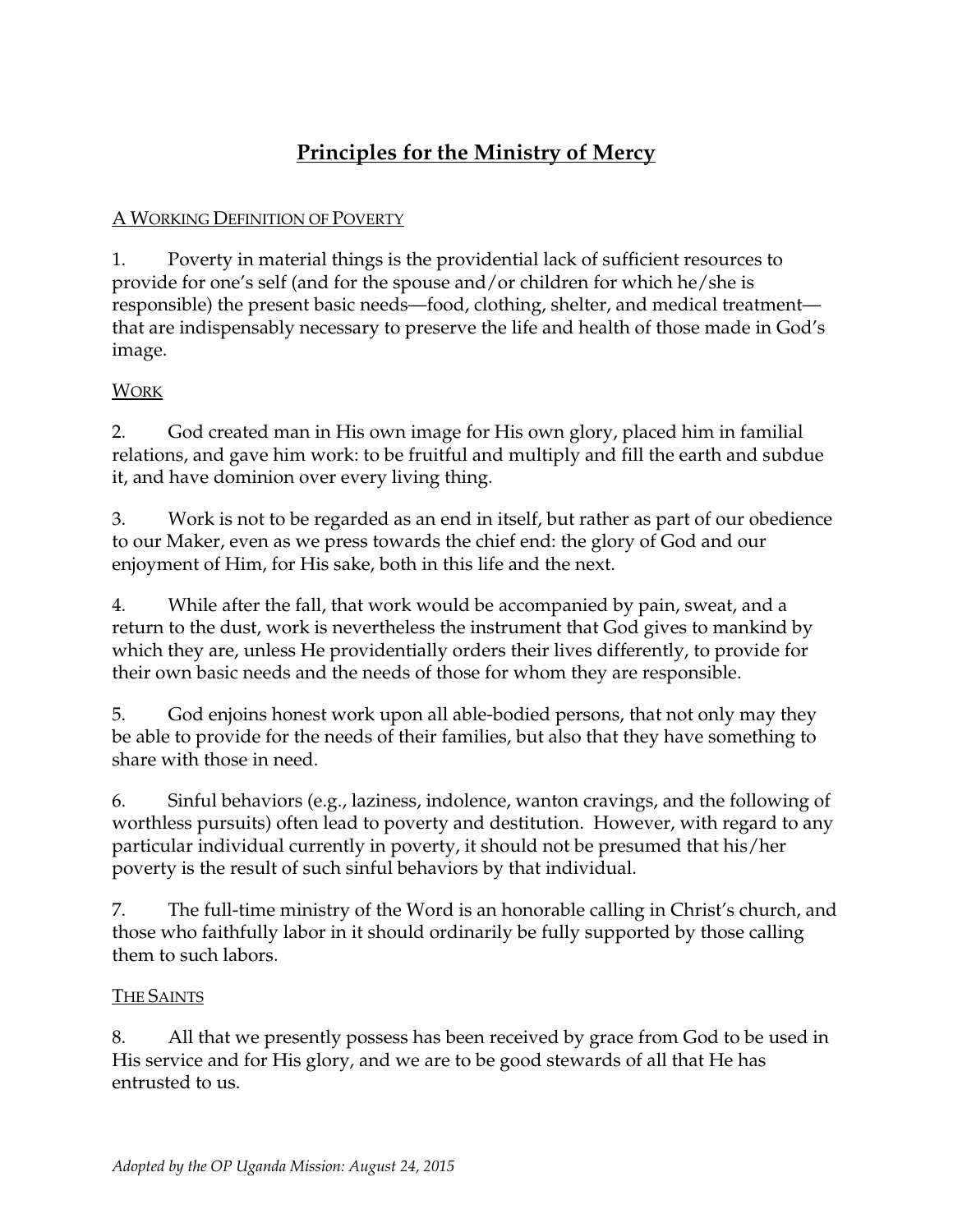# Principles for the Ministry of Mercy

## A Working Definition of Poverty

1. Poverty in material things is the providential lack of sufficient resources to provide for one's self (and for the spouse and/or children for which he/she is responsible) the present basic needs—food, clothing, shelter, and medical treatment—that are indispensably necessary to preserve the life and health of those made in God's image.

## Work

2. God created man in His own image for His own glory, placed him in familial relations, and gave him work: to be fruitful and multiply and fill the earth and subdue it, and have dominion over every living thing.

3. Work is not to be regarded as an end in itself, but rather as part of our obedience to our Maker, even as we press towards the chief end: the glory of God and our enjoyment of Him, for His sake, both in this life and the next.

4. While after the fall, that work would be accompanied by pain, sweat, and a return to the dust, work is nevertheless the instrument that God gives to mankind by which they are, unless He providentially orders their lives differently, to provide for their own basic needs and the needs of those for whom they are responsible.

5. God enjoins honest work upon all able-bodied persons, that not only may they be able to provide for the needs of their families, but also that they have something to share with those in need.

6. Sinful behaviors (e.g., laziness, indolence, wanton cravings, and the following of worthless pursuits) often lead to poverty and destitution. However, with regard to any particular individual currently in poverty, it should not be presumed that his/her poverty is the result of such sinful behaviors by that individual.

7. The full-time ministry of the Word is an honorable calling in Christ's church, and those who faithfully labor in it should ordinarily be fully supported by those calling them to such labors.

## The Saints

8. All that we presently possess has been received by grace from God to be used in His service and for His glory, and we are to be good stewards of all that He has entrusted to us.

*Adopted by the OP Uganda Mission: August 24, 2015*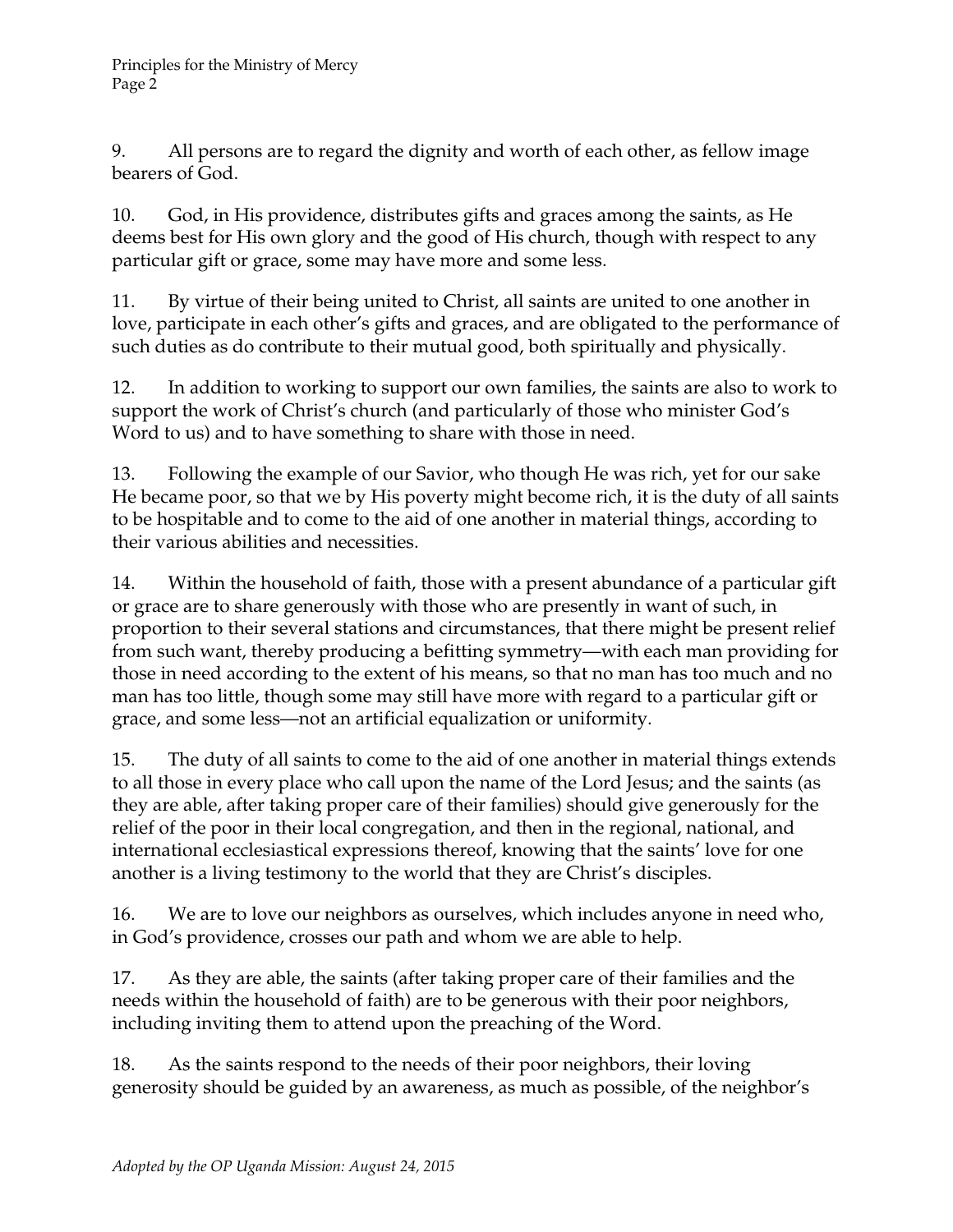9. All persons are to regard the dignity and worth of each other, as fellow image bearers of God.

10. God, in His providence, distributes gifts and graces among the saints, as He deems best for His own glory and the good of His church, though with respect to any particular gift or grace, some may have more and some less.

11. By virtue of their being united to Christ, all saints are united to one another in love, participate in each other's gifts and graces, and are obligated to the performance of such duties as do contribute to their mutual good, both spiritually and physically.

12. In addition to working to support our own families, the saints are also to work to support the work of Christ's church (and particularly of those who minister God's Word to us) and to have something to share with those in need.

13. Following the example of our Savior, who though He was rich, yet for our sake He became poor, so that we by His poverty might become rich, it is the duty of all saints to be hospitable and to come to the aid of one another in material things, according to their various abilities and necessities.

14. Within the household of faith, those with a present abundance of a particular gift or grace are to share generously with those who are presently in want of such, in proportion to their several stations and circumstances, that there might be present relief from such want, thereby producing a befitting symmetry—with each man providing for those in need according to the extent of his means, so that no man has too much and no man has too little, though some may still have more with regard to a particular gift or grace, and some less—not an artificial equalization or uniformity.

15. The duty of all saints to come to the aid of one another in material things extends to all those in every place who call upon the name of the Lord Jesus; and the saints (as they are able, after taking proper care of their families) should give generously for the relief of the poor in their local congregation, and then in the regional, national, and international ecclesiastical expressions thereof, knowing that the saints' love for one another is a living testimony to the world that they are Christ's disciples.

16. We are to love our neighbors as ourselves, which includes anyone in need who, in God's providence, crosses our path and whom we are able to help.

17. As they are able, the saints (after taking proper care of their families and the needs within the household of faith) are to be generous with their poor neighbors, including inviting them to attend upon the preaching of the Word.

18. As the saints respond to the needs of their poor neighbors, their loving generosity should be guided by an awareness, as much as possible, of the neighbor's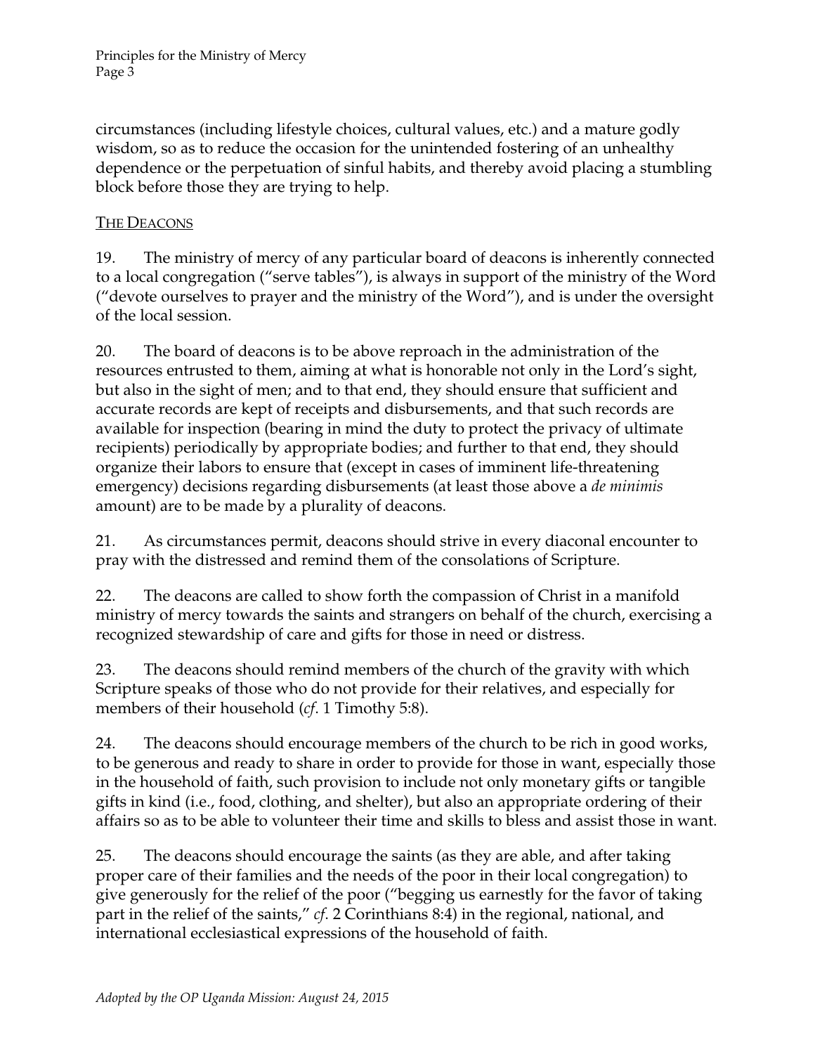circumstances (including lifestyle choices, cultural values, etc.) and a mature godly wisdom, so as to reduce the occasion for the unintended fostering of an unhealthy dependence or the perpetuation of sinful habits, and thereby avoid placing a stumbling block before those they are trying to help.

## THE DEACONS

19. The ministry of mercy of any particular board of deacons is inherently connected to a local congregation ("serve tables"), is always in support of the ministry of the Word ("devote ourselves to prayer and the ministry of the Word"), and is under the oversight of the local session.

20. The board of deacons is to be above reproach in the administration of the resources entrusted to them, aiming at what is honorable not only in the Lord's sight, but also in the sight of men; and to that end, they should ensure that sufficient and accurate records are kept of receipts and disbursements, and that such records are available for inspection (bearing in mind the duty to protect the privacy of ultimate recipients) periodically by appropriate bodies; and further to that end, they should organize their labors to ensure that (except in cases of imminent life-threatening emergency) decisions regarding disbursements (at least those above a *de minimis* amount) are to be made by a plurality of deacons.

21. As circumstances permit, deacons should strive in every diaconal encounter to pray with the distressed and remind them of the consolations of Scripture.

22. The deacons are called to show forth the compassion of Christ in a manifold ministry of mercy towards the saints and strangers on behalf of the church, exercising a recognized stewardship of care and gifts for those in need or distress.

23. The deacons should remind members of the church of the gravity with which Scripture speaks of those who do not provide for their relatives, and especially for members of their household (*cf*. 1 Timothy 5:8).

24. The deacons should encourage members of the church to be rich in good works, to be generous and ready to share in order to provide for those in want, especially those in the household of faith, such provision to include not only monetary gifts or tangible gifts in kind (i.e., food, clothing, and shelter), but also an appropriate ordering of their affairs so as to be able to volunteer their time and skills to bless and assist those in want.

25. The deacons should encourage the saints (as they are able, and after taking proper care of their families and the needs of the poor in their local congregation) to give generously for the relief of the poor ("begging us earnestly for the favor of taking part in the relief of the saints," *cf*. 2 Corinthians 8:4) in the regional, national, and international ecclesiastical expressions of the household of faith.

*Adopted by the OP Uganda Mission: August 24, 2015*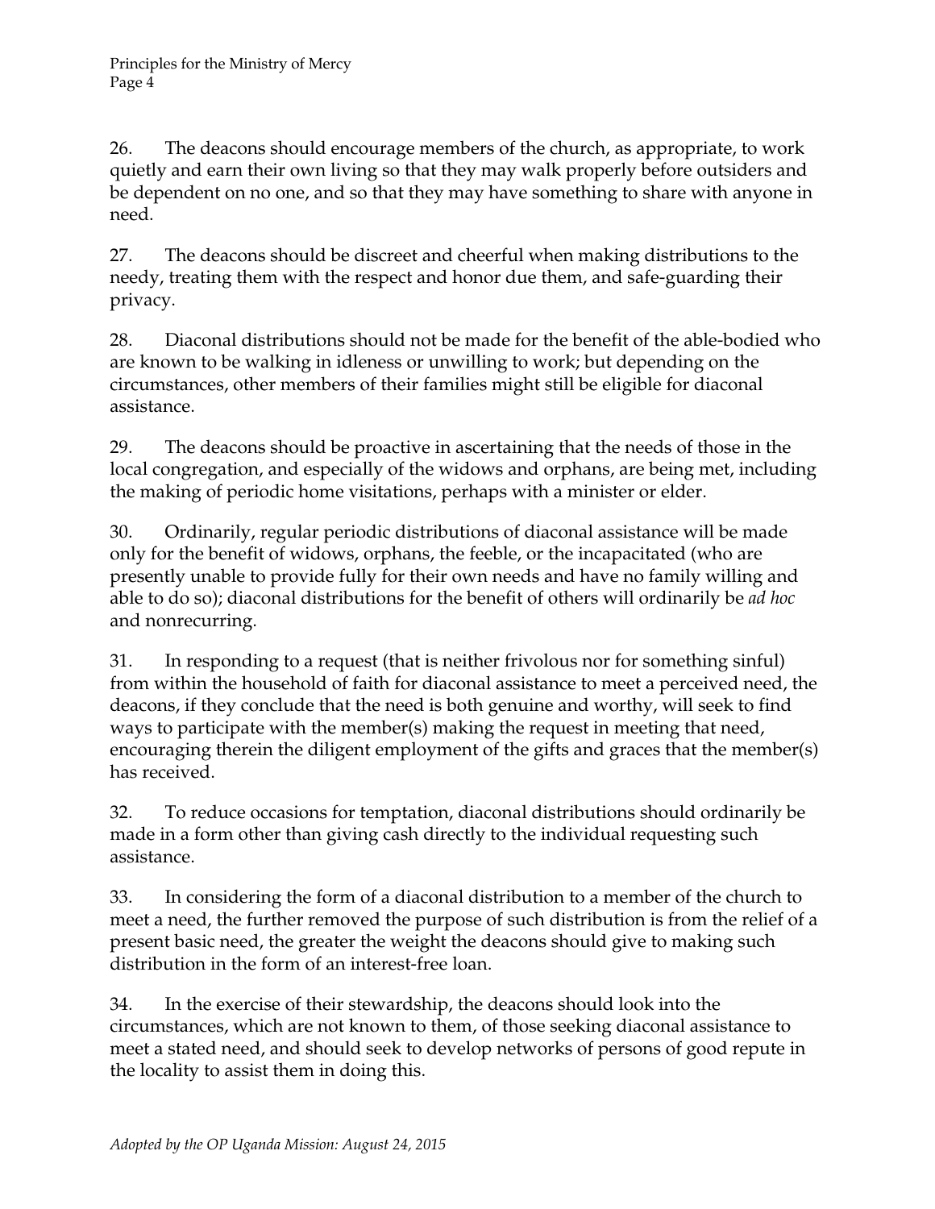26. The deacons should encourage members of the church, as appropriate, to work quietly and earn their own living so that they may walk properly before outsiders and be dependent on no one, and so that they may have something to share with anyone in need.

27. The deacons should be discreet and cheerful when making distributions to the needy, treating them with the respect and honor due them, and safe-guarding their privacy.

28. Diaconal distributions should not be made for the benefit of the able-bodied who are known to be walking in idleness or unwilling to work; but depending on the circumstances, other members of their families might still be eligible for diaconal assistance.

29. The deacons should be proactive in ascertaining that the needs of those in the local congregation, and especially of the widows and orphans, are being met, including the making of periodic home visitations, perhaps with a minister or elder.

30. Ordinarily, regular periodic distributions of diaconal assistance will be made only for the benefit of widows, orphans, the feeble, or the incapacitated (who are presently unable to provide fully for their own needs and have no family willing and able to do so); diaconal distributions for the benefit of others will ordinarily be *ad hoc* and nonrecurring.

31. In responding to a request (that is neither frivolous nor for something sinful) from within the household of faith for diaconal assistance to meet a perceived need, the deacons, if they conclude that the need is both genuine and worthy, will seek to find ways to participate with the member(s) making the request in meeting that need, encouraging therein the diligent employment of the gifts and graces that the member(s) has received.

32. To reduce occasions for temptation, diaconal distributions should ordinarily be made in a form other than giving cash directly to the individual requesting such assistance.

33. In considering the form of a diaconal distribution to a member of the church to meet a need, the further removed the purpose of such distribution is from the relief of a present basic need, the greater the weight the deacons should give to making such distribution in the form of an interest-free loan.

34. In the exercise of their stewardship, the deacons should look into the circumstances, which are not known to them, of those seeking diaconal assistance to meet a stated need, and should seek to develop networks of persons of good repute in the locality to assist them in doing this.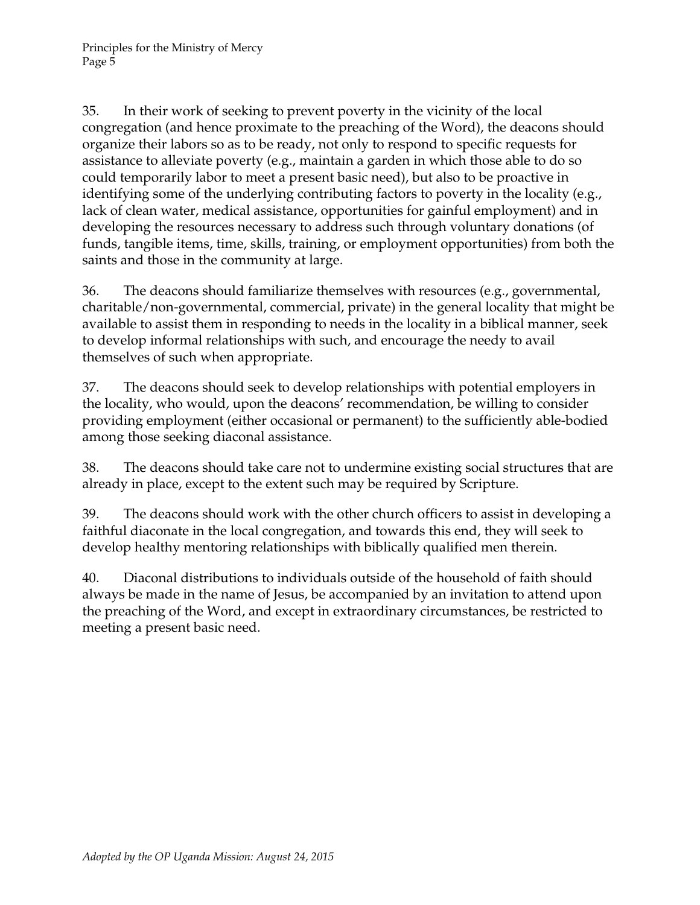35. In their work of seeking to prevent poverty in the vicinity of the local congregation (and hence proximate to the preaching of the Word), the deacons should organize their labors so as to be ready, not only to respond to specific requests for assistance to alleviate poverty (e.g., maintain a garden in which those able to do so could temporarily labor to meet a present basic need), but also to be proactive in identifying some of the underlying contributing factors to poverty in the locality (e.g., lack of clean water, medical assistance, opportunities for gainful employment) and in developing the resources necessary to address such through voluntary donations (of funds, tangible items, time, skills, training, or employment opportunities) from both the saints and those in the community at large.

36. The deacons should familiarize themselves with resources (e.g., governmental, charitable/non-governmental, commercial, private) in the general locality that might be available to assist them in responding to needs in the locality in a biblical manner, seek to develop informal relationships with such, and encourage the needy to avail themselves of such when appropriate.

37. The deacons should seek to develop relationships with potential employers in the locality, who would, upon the deacons' recommendation, be willing to consider providing employment (either occasional or permanent) to the sufficiently able-bodied among those seeking diaconal assistance.

38. The deacons should take care not to undermine existing social structures that are already in place, except to the extent such may be required by Scripture.

39. The deacons should work with the other church officers to assist in developing a faithful diaconate in the local congregation, and towards this end, they will seek to develop healthy mentoring relationships with biblically qualified men therein.

40. Diaconal distributions to individuals outside of the household of faith should always be made in the name of Jesus, be accompanied by an invitation to attend upon the preaching of the Word, and except in extraordinary circumstances, be restricted to meeting a present basic need.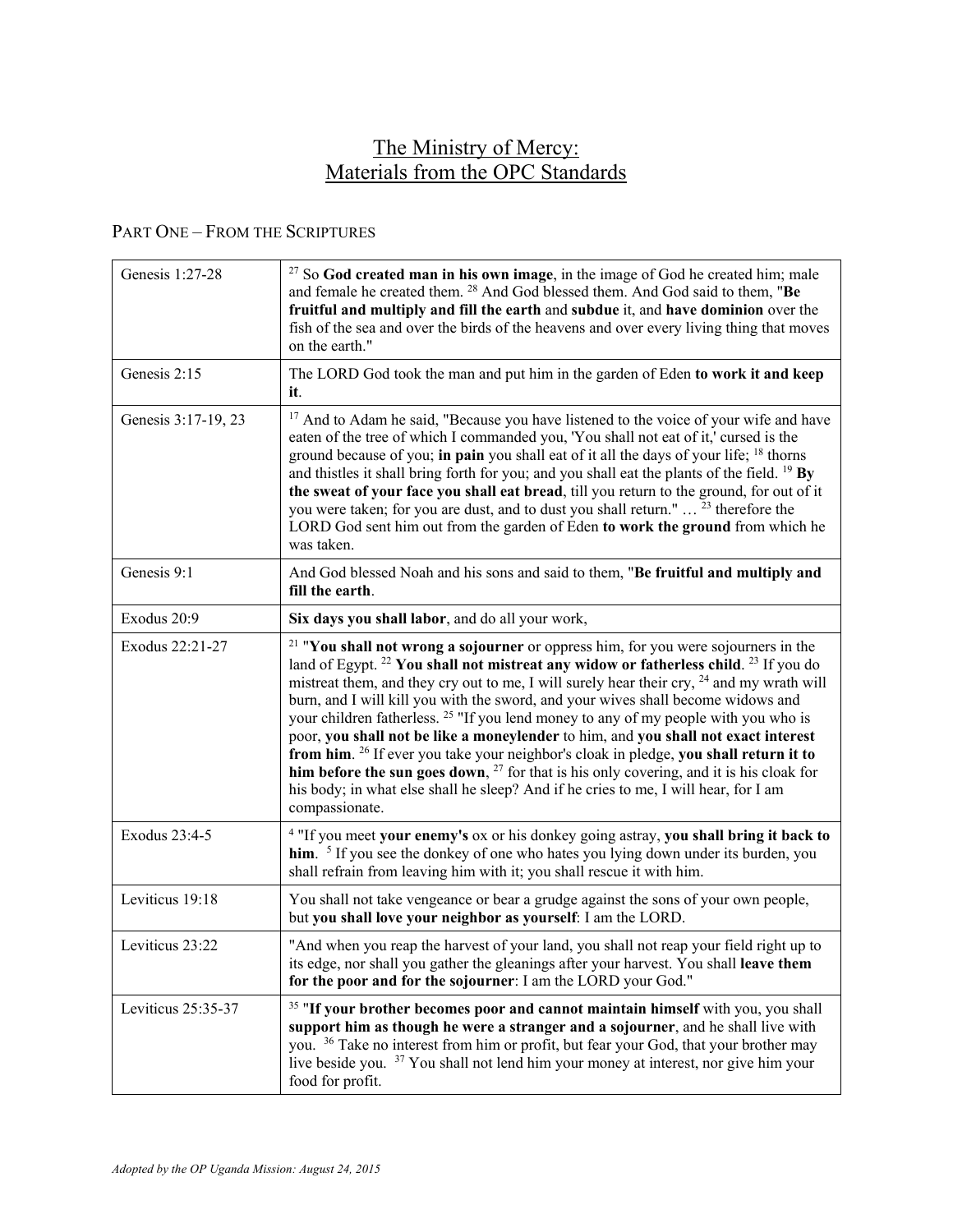# The Ministry of Mercy:
# Materials from the OPC Standards

## Part One – From the Scriptures

| Genesis 1:27-28 | [27] So **God created man in his own image**, in the image of God he created him; male and female he created them. [28] And God blessed them. And God said to them, "**Be fruitful and multiply and fill the earth** and **subdue** it, and **have dominion** over the fish of the sea and over the birds of the heavens and over every living thing that moves on the earth." |
|---|---|
| Genesis 2:15 | The LORD God took the man and put him in the garden of Eden **to work it and keep it**. |
| Genesis 3:17-19, 23 | [17] And to Adam he said, "Because you have listened to the voice of your wife and have eaten of the tree of which I commanded you, 'You shall not eat of it,' cursed is the ground because of you; **in pain** you shall eat of it all the days of your life; [18] thorns and thistles it shall bring forth for you; and you shall eat the plants of the field. [19] **By the sweat of your face you shall eat bread**, till you return to the ground, for out of it you were taken; for you are dust, and to dust you shall return." … [23] therefore the LORD God sent him out from the garden of Eden **to work the ground** from which he was taken. |
| Genesis 9:1 | And God blessed Noah and his sons and said to them, "**Be fruitful and multiply and fill the earth**. |
| Exodus 20:9 | **Six days you shall labor**, and do all your work, |
| Exodus 22:21-27 | [21] "**You shall not wrong a sojourner** or oppress him, for you were sojourners in the land of Egypt. [22] **You shall not mistreat any widow or fatherless child**. [23] If you do mistreat them, and they cry out to me, I will surely hear their cry, [24] and my wrath will burn, and I will kill you with the sword, and your wives shall become widows and your children fatherless. [25] "If you lend money to any of my people with you who is poor, **you shall not be like a moneylender** to him, and **you shall not exact interest from him**. [26] If ever you take your neighbor's cloak in pledge, **you shall return it to him before the sun goes down**, [27] for that is his only covering, and it is his cloak for his body; in what else shall he sleep? And if he cries to me, I will hear, for I am compassionate. |
| Exodus 23:4-5 | [4] "If you meet **your enemy's** ox or his donkey going astray, **you shall bring it back to him**. [5] If you see the donkey of one who hates you lying down under its burden, you shall refrain from leaving him with it; you shall rescue it with him. |
| Leviticus 19:18 | You shall not take vengeance or bear a grudge against the sons of your own people, but **you shall love your neighbor as yourself**: I am the LORD. |
| Leviticus 23:22 | "And when you reap the harvest of your land, you shall not reap your field right up to its edge, nor shall you gather the gleanings after your harvest. You shall **leave them for the poor and for the sojourner**: I am the LORD your God." |
| Leviticus 25:35-37 | [35] "**If your brother becomes poor and cannot maintain himself** with you, you shall **support him as though he were a stranger and a sojourner**, and he shall live with you. [36] Take no interest from him or profit, but fear your God, that your brother may live beside you. [37] You shall not lend him your money at interest, nor give him your food for profit. |

*Adopted by the OP Uganda Mission: August 24, 2015*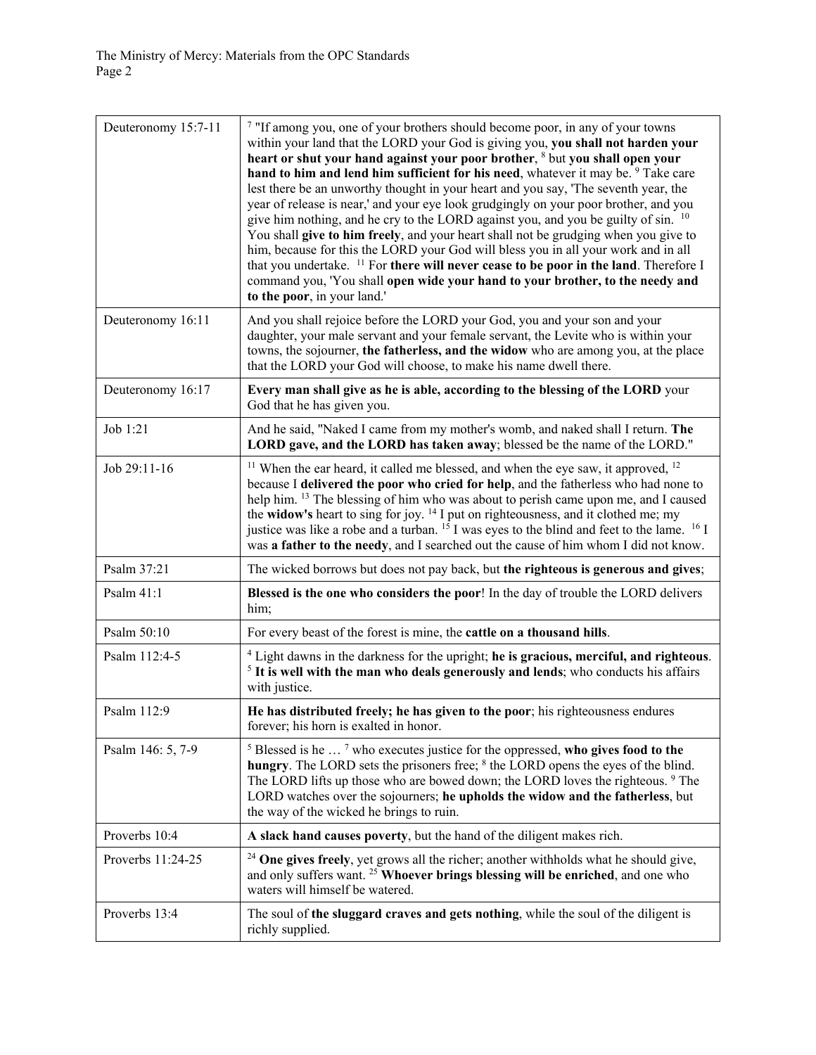| Deuteronomy 15:7-11 | [7] "If among you, one of your brothers should become poor, in any of your towns within your land that the LORD your God is giving you, **you shall not harden your heart or shut your hand against your poor brother**, [8] but **you shall open your hand to him and lend him sufficient for his need**, whatever it may be. [9] Take care lest there be an unworthy thought in your heart and you say, 'The seventh year, the year of release is near,' and your eye look grudgingly on your poor brother, and you give him nothing, and he cry to the LORD against you, and you be guilty of sin. [10] You shall **give to him freely**, and your heart shall not be grudging when you give to him, because for this the LORD your God will bless you in all your work and in all that you undertake. [11] For **there will never cease to be poor in the land**. Therefore I command you, 'You shall **open wide your hand to your brother, to the needy and to the poor**, in your land.' |
|---|---|
| Deuteronomy 16:11 | And you shall rejoice before the LORD your God, you and your son and your daughter, your male servant and your female servant, the Levite who is within your towns, the sojourner, **the fatherless, and the widow** who are among you, at the place that the LORD your God will choose, to make his name dwell there. |
| Deuteronomy 16:17 | **Every man shall give as he is able, according to the blessing of the LORD** your God that he has given you. |
| Job 1:21 | And he said, "Naked I came from my mother's womb, and naked shall I return. **The LORD gave, and the LORD has taken away**; blessed be the name of the LORD." |
| Job 29:11-16 | [11] When the ear heard, it called me blessed, and when the eye saw, it approved, [12] because I **delivered the poor who cried for help**, and the fatherless who had none to help him. [13] The blessing of him who was about to perish came upon me, and I caused the **widow's** heart to sing for joy. [14] I put on righteousness, and it clothed me; my justice was like a robe and a turban. [15] I was eyes to the blind and feet to the lame. [16] I was **a father to the needy**, and I searched out the cause of him whom I did not know. |
| Psalm 37:21 | The wicked borrows but does not pay back, but **the righteous is generous and gives**; |
| Psalm 41:1 | **Blessed is the one who considers the poor**! In the day of trouble the LORD delivers him; |
| Psalm 50:10 | For every beast of the forest is mine, the **cattle on a thousand hills**. |
| Psalm 112:4-5 | [4] Light dawns in the darkness for the upright; **he is gracious, merciful, and righteous**. [5] **It is well with the man who deals generously and lends**; who conducts his affairs with justice. |
| Psalm 112:9 | **He has distributed freely; he has given to the poor**; his righteousness endures forever; his horn is exalted in honor. |
| Psalm 146: 5, 7-9 | [5] Blessed is he … [7] who executes justice for the oppressed, **who gives food to the hungry**. The LORD sets the prisoners free; [8] the LORD opens the eyes of the blind. The LORD lifts up those who are bowed down; the LORD loves the righteous. [9] The LORD watches over the sojourners; **he upholds the widow and the fatherless**, but the way of the wicked he brings to ruin. |
| Proverbs 10:4 | **A slack hand causes poverty**, but the hand of the diligent makes rich. |
| Proverbs 11:24-25 | [24] **One gives freely**, yet grows all the richer; another withholds what he should give, and only suffers want. [25] **Whoever brings blessing will be enriched**, and one who waters will himself be watered. |
| Proverbs 13:4 | The soul of **the sluggard craves and gets nothing**, while the soul of the diligent is richly supplied. |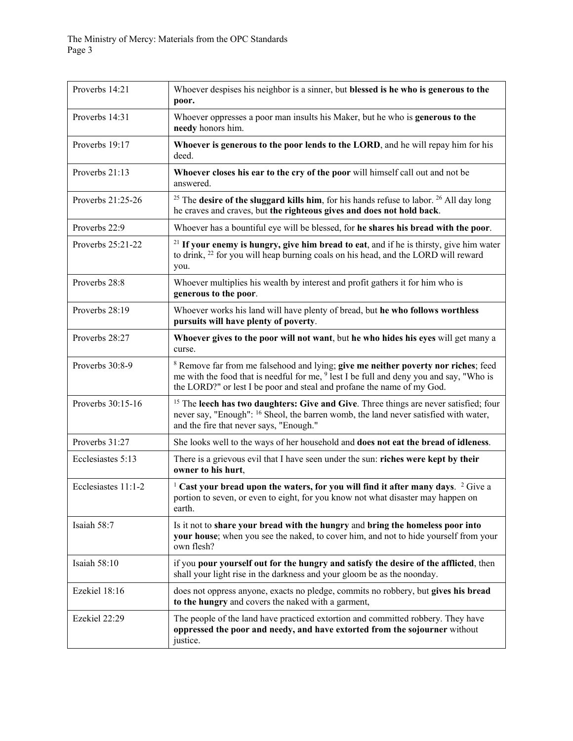| Proverbs 14:21 | Whoever despises his neighbor is a sinner, but **blessed is he who is generous to the poor.** |
|---|---|
| Proverbs 14:31 | Whoever oppresses a poor man insults his Maker, but he who is **generous to the needy** honors him. |
| Proverbs 19:17 | **Whoever is generous to the poor lends to the LORD**, and he will repay him for his deed. |
| Proverbs 21:13 | **Whoever closes his ear to the cry of the poor** will himself call out and not be answered. |
| Proverbs 21:25-26 | [25] The **desire of the sluggard kills him**, for his hands refuse to labor. [26] All day long he craves and craves, but **the righteous gives and does not hold back**. |
| Proverbs 22:9 | Whoever has a bountiful eye will be blessed, for **he shares his bread with the poor**. |
| Proverbs 25:21-22 | [21] **If your enemy is hungry, give him bread to eat**, and if he is thirsty, give him water to drink, [22] for you will heap burning coals on his head, and the LORD will reward you. |
| Proverbs 28:8 | Whoever multiplies his wealth by interest and profit gathers it for him who is **generous to the poor**. |
| Proverbs 28:19 | Whoever works his land will have plenty of bread, but **he who follows worthless pursuits will have plenty of poverty**. |
| Proverbs 28:27 | **Whoever gives to the poor will not want**, but **he who hides his eyes** will get many a curse. |
| Proverbs 30:8-9 | [8] Remove far from me falsehood and lying; **give me neither poverty nor riches**; feed me with the food that is needful for me, [9] lest I be full and deny you and say, "Who is the LORD?" or lest I be poor and steal and profane the name of my God. |
| Proverbs 30:15-16 | [15] The **leech has two daughters: Give and Give**. Three things are never satisfied; four never say, "Enough": [16] Sheol, the barren womb, the land never satisfied with water, and the fire that never says, "Enough." |
| Proverbs 31:27 | She looks well to the ways of her household and **does not eat the bread of idleness**. |
| Ecclesiastes 5:13 | There is a grievous evil that I have seen under the sun: **riches were kept by their owner to his hurt**, |
| Ecclesiastes 11:1-2 | [1] **Cast your bread upon the waters, for you will find it after many days**. [2] Give a portion to seven, or even to eight, for you know not what disaster may happen on earth. |
| Isaiah 58:7 | Is it not to **share your bread with the hungry** and **bring the homeless poor into your house**; when you see the naked, to cover him, and not to hide yourself from your own flesh? |
| Isaiah 58:10 | if you **pour yourself out for the hungry and satisfy the desire of the afflicted**, then shall your light rise in the darkness and your gloom be as the noonday. |
| Ezekiel 18:16 | does not oppress anyone, exacts no pledge, commits no robbery, but **gives his bread to the hungry** and covers the naked with a garment, |
| Ezekiel 22:29 | The people of the land have practiced extortion and committed robbery. They have **oppressed the poor and needy, and have extorted from the sojourner** without justice. |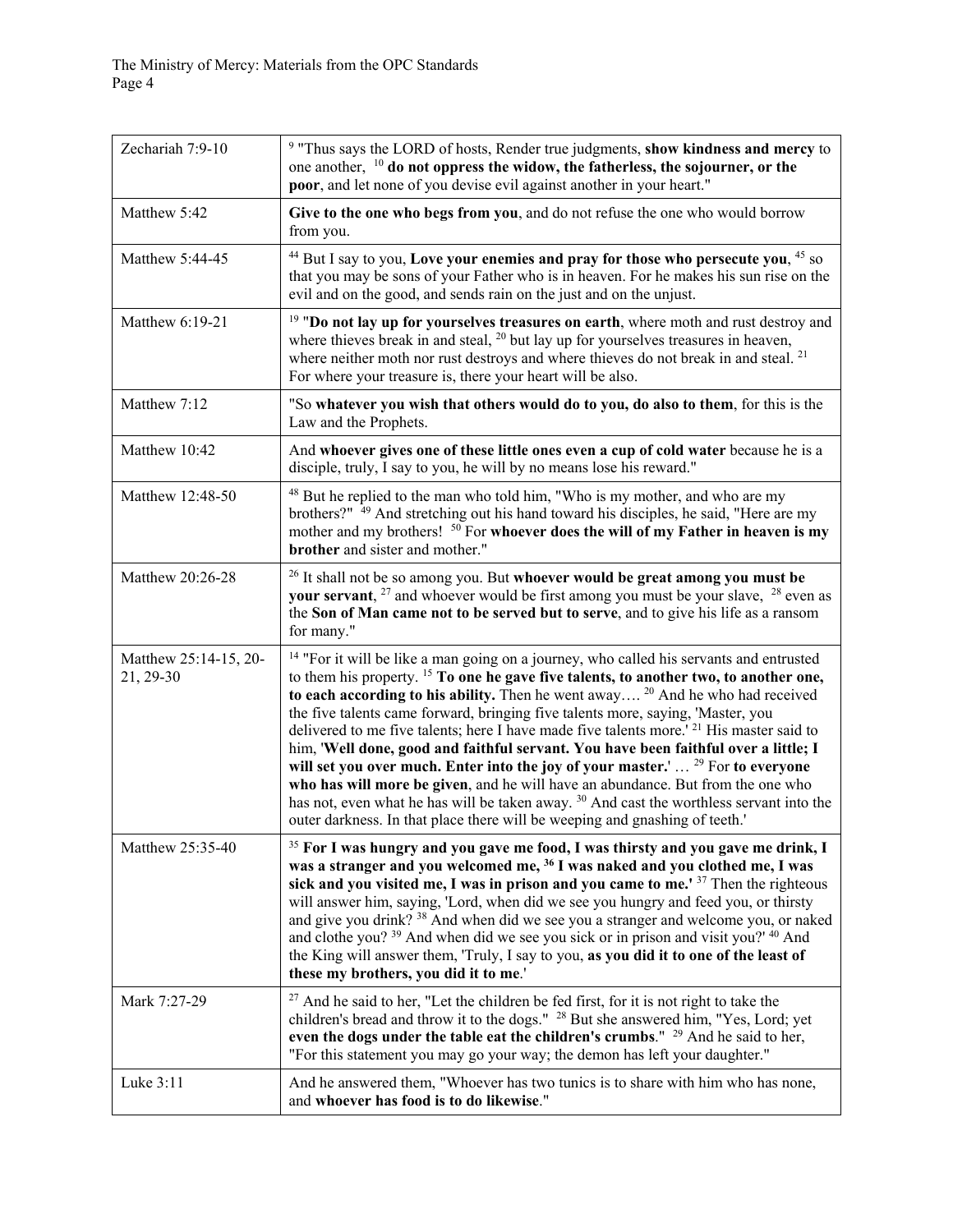| | |
|---|---|
| Zechariah 7:9-10 | [9] "Thus says the LORD of hosts, Render true judgments, **show kindness and mercy** to one another, [10] **do not oppress the widow, the fatherless, the sojourner, or the poor**, and let none of you devise evil against another in your heart." |
| Matthew 5:42 | **Give to the one who begs from you**, and do not refuse the one who would borrow from you. |
| Matthew 5:44-45 | [44] But I say to you, **Love your enemies and pray for those who persecute you**, [45] so that you may be sons of your Father who is in heaven. For he makes his sun rise on the evil and on the good, and sends rain on the just and on the unjust. |
| Matthew 6:19-21 | [19] "**Do not lay up for yourselves treasures on earth**, where moth and rust destroy and where thieves break in and steal, [20] but lay up for yourselves treasures in heaven, where neither moth nor rust destroys and where thieves do not break in and steal. [21] For where your treasure is, there your heart will be also. |
| Matthew 7:12 | "So **whatever you wish that others would do to you, do also to them**, for this is the Law and the Prophets. |
| Matthew 10:42 | And **whoever gives one of these little ones even a cup of cold water** because he is a disciple, truly, I say to you, he will by no means lose his reward." |
| Matthew 12:48-50 | [48] But he replied to the man who told him, "Who is my mother, and who are my brothers?" [49] And stretching out his hand toward his disciples, he said, "Here are my mother and my brothers! [50] For **whoever does the will of my Father in heaven is my brother** and sister and mother." |
| Matthew 20:26-28 | [26] It shall not be so among you. But **whoever would be great among you must be your servant**, [27] and whoever would be first among you must be your slave, [28] even as the **Son of Man came not to be served but to serve**, and to give his life as a ransom for many." |
| Matthew 25:14-15, 20-21, 29-30 | [14] "For it will be like a man going on a journey, who called his servants and entrusted to them his property. [15] **To one he gave five talents, to another two, to another one, to each according to his ability.** Then he went away…. [20] And he who had received the five talents came forward, bringing five talents more, saying, 'Master, you delivered to me five talents; here I have made five talents more.' [21] His master said to him, '**Well done, good and faithful servant. You have been faithful over a little; I will set you over much. Enter into the joy of your master.**' … [29] For **to everyone who has will more be given**, and he will have an abundance. But from the one who has not, even what he has will be taken away. [30] And cast the worthless servant into the outer darkness. In that place there will be weeping and gnashing of teeth.' |
| Matthew 25:35-40 | [35] **For I was hungry and you gave me food, I was thirsty and you gave me drink, I was a stranger and you welcomed me, [36] I was naked and you clothed me, I was sick and you visited me, I was in prison and you came to me.'** [37] Then the righteous will answer him, saying, 'Lord, when did we see you hungry and feed you, or thirsty and give you drink? [38] And when did we see you a stranger and welcome you, or naked and clothe you? [39] And when did we see you sick or in prison and visit you?' [40] And the King will answer them, 'Truly, I say to you, **as you did it to one of the least of these my brothers, you did it to me**.' |
| Mark 7:27-29 | [27] And he said to her, "Let the children be fed first, for it is not right to take the children's bread and throw it to the dogs." [28] But she answered him, "Yes, Lord; yet **even the dogs under the table eat the children's crumbs**." [29] And he said to her, "For this statement you may go your way; the demon has left your daughter." |
| Luke 3:11 | And he answered them, "Whoever has two tunics is to share with him who has none, and **whoever has food is to do likewise**." |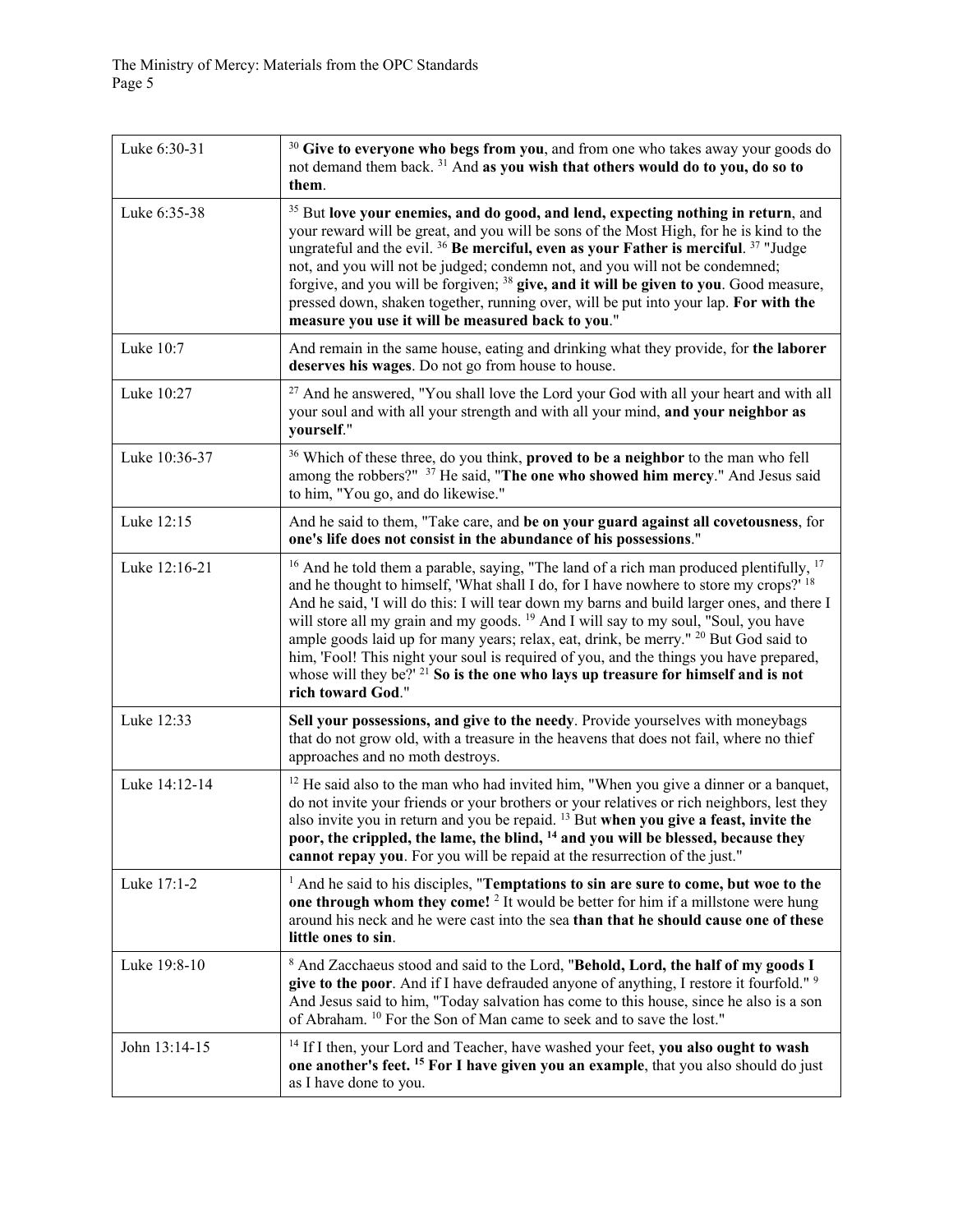| Luke 6:30-31 | [30] **Give to everyone who begs from you**, and from one who takes away your goods do not demand them back. [31] And **as you wish that others would do to you, do so to them**. |
|---|---|
| Luke 6:35-38 | [35] But **love your enemies, and do good, and lend, expecting nothing in return**, and your reward will be great, and you will be sons of the Most High, for he is kind to the ungrateful and the evil. [36] **Be merciful, even as your Father is merciful**. [37] "Judge not, and you will not be judged; condemn not, and you will not be condemned; forgive, and you will be forgiven; [38] **give, and it will be given to you**. Good measure, pressed down, shaken together, running over, will be put into your lap. **For with the measure you use it will be measured back to you**." |
| Luke 10:7 | And remain in the same house, eating and drinking what they provide, for **the laborer deserves his wages**. Do not go from house to house. |
| Luke 10:27 | [27] And he answered, "You shall love the Lord your God with all your heart and with all your soul and with all your strength and with all your mind, **and your neighbor as yourself**." |
| Luke 10:36-37 | [36] Which of these three, do you think, **proved to be a neighbor** to the man who fell among the robbers?" [37] He said, "**The one who showed him mercy**." And Jesus said to him, "You go, and do likewise." |
| Luke 12:15 | And he said to them, "Take care, and **be on your guard against all covetousness**, for **one's life does not consist in the abundance of his possessions**." |
| Luke 12:16-21 | [16] And he told them a parable, saying, "The land of a rich man produced plentifully, [17] and he thought to himself, 'What shall I do, for I have nowhere to store my crops?' [18] And he said, 'I will do this: I will tear down my barns and build larger ones, and there I will store all my grain and my goods. [19] And I will say to my soul, "Soul, you have ample goods laid up for many years; relax, eat, drink, be merry." [20] But God said to him, 'Fool! This night your soul is required of you, and the things you have prepared, whose will they be?' [21] **So is the one who lays up treasure for himself and is not rich toward God**." |
| Luke 12:33 | **Sell your possessions, and give to the needy**. Provide yourselves with moneybags that do not grow old, with a treasure in the heavens that does not fail, where no thief approaches and no moth destroys. |
| Luke 14:12-14 | [12] He said also to the man who had invited him, "When you give a dinner or a banquet, do not invite your friends or your brothers or your relatives or rich neighbors, lest they also invite you in return and you be repaid. [13] But **when you give a feast, invite the poor, the crippled, the lame, the blind, [14] and you will be blessed, because they cannot repay you**. For you will be repaid at the resurrection of the just." |
| Luke 17:1-2 | [1] And he said to his disciples, "**Temptations to sin are sure to come, but woe to the one through whom they come!** [2] It would be better for him if a millstone were hung around his neck and he were cast into the sea **than that he should cause one of these little ones to sin**. |
| Luke 19:8-10 | [8] And Zacchaeus stood and said to the Lord, "**Behold, Lord, the half of my goods I give to the poor**. And if I have defrauded anyone of anything, I restore it fourfold." [9] And Jesus said to him, "Today salvation has come to this house, since he also is a son of Abraham. [10] For the Son of Man came to seek and to save the lost." |
| John 13:14-15 | [14] If I then, your Lord and Teacher, have washed your feet, **you also ought to wash one another's feet. [15] For I have given you an example**, that you also should do just as I have done to you. |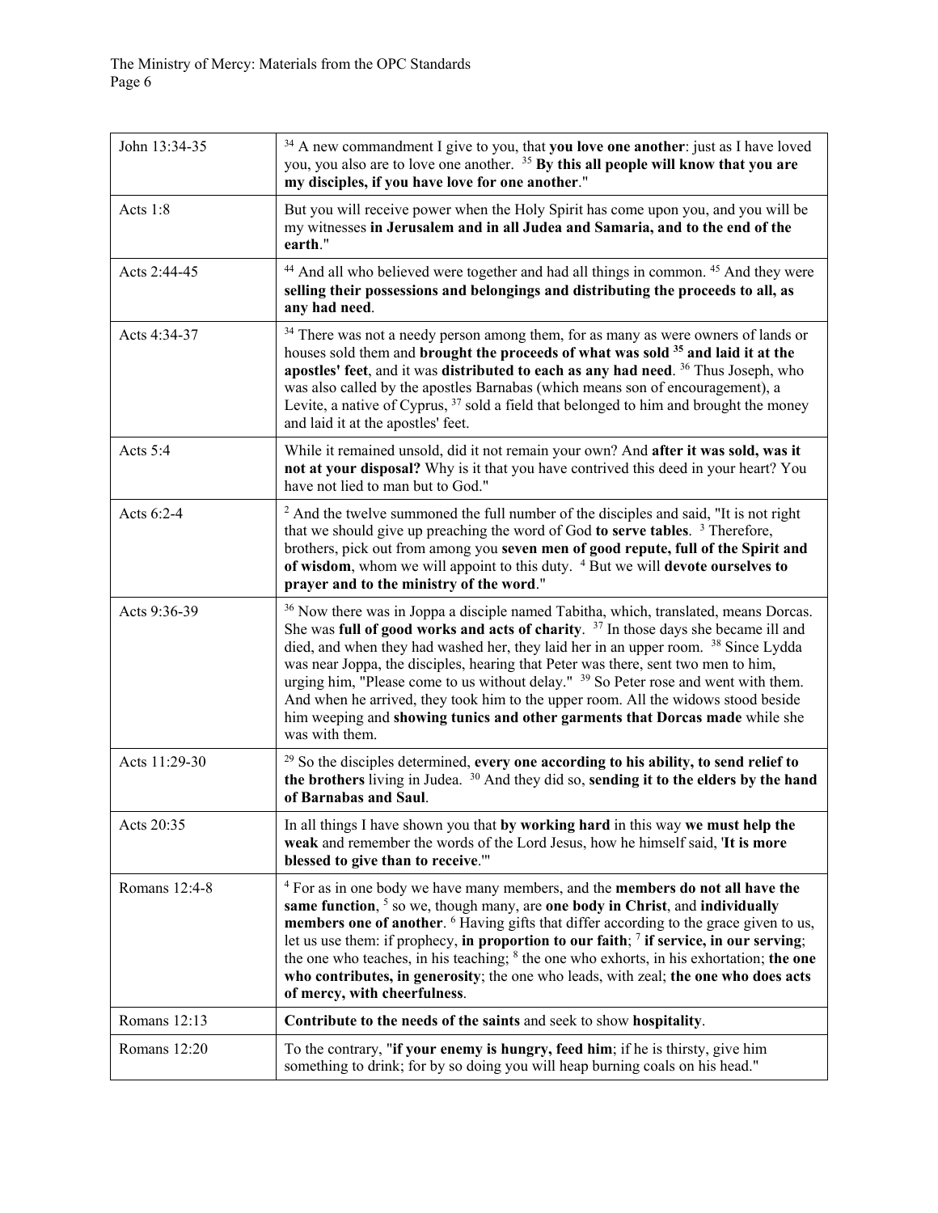| | |
|---|---|
| John 13:34-35 | [34] A new commandment I give to you, that **you love one another**: just as I have loved you, you also are to love one another. [35] **By this all people will know that you are my disciples, if you have love for one another**." |
| Acts 1:8 | But you will receive power when the Holy Spirit has come upon you, and you will be my witnesses **in Jerusalem and in all Judea and Samaria, and to the end of the earth**." |
| Acts 2:44-45 | [44] And all who believed were together and had all things in common. [45] And they were **selling their possessions and belongings and distributing the proceeds to all, as any had need**. |
| Acts 4:34-37 | [34] There was not a needy person among them, for as many as were owners of lands or houses sold them and **brought the proceeds of what was sold [35] and laid it at the apostles' feet**, and it was **distributed to each as any had need**. [36] Thus Joseph, who was also called by the apostles Barnabas (which means son of encouragement), a Levite, a native of Cyprus, [37] sold a field that belonged to him and brought the money and laid it at the apostles' feet. |
| Acts 5:4 | While it remained unsold, did it not remain your own? And **after it was sold, was it not at your disposal?** Why is it that you have contrived this deed in your heart? You have not lied to man but to God." |
| Acts 6:2-4 | [2] And the twelve summoned the full number of the disciples and said, "It is not right that we should give up preaching the word of God **to serve tables**. [3] Therefore, brothers, pick out from among you **seven men of good repute, full of the Spirit and of wisdom**, whom we will appoint to this duty. [4] But we will **devote ourselves to prayer and to the ministry of the word**." |
| Acts 9:36-39 | [36] Now there was in Joppa a disciple named Tabitha, which, translated, means Dorcas. She was **full of good works and acts of charity**. [37] In those days she became ill and died, and when they had washed her, they laid her in an upper room. [38] Since Lydda was near Joppa, the disciples, hearing that Peter was there, sent two men to him, urging him, "Please come to us without delay." [39] So Peter rose and went with them. And when he arrived, they took him to the upper room. All the widows stood beside him weeping and **showing tunics and other garments that Dorcas made** while she was with them. |
| Acts 11:29-30 | [29] So the disciples determined, **every one according to his ability, to send relief to the brothers** living in Judea. [30] And they did so, **sending it to the elders by the hand of Barnabas and Saul**. |
| Acts 20:35 | In all things I have shown you that **by working hard** in this way **we must help the weak** and remember the words of the Lord Jesus, how he himself said, '**It is more blessed to give than to receive**.'" |
| Romans 12:4-8 | [4] For as in one body we have many members, and the **members do not all have the same function**, [5] so we, though many, are **one body in Christ**, and **individually members one of another**. [6] Having gifts that differ according to the grace given to us, let us use them: if prophecy, **in proportion to our faith**; [7] **if service, in our serving**; the one who teaches, in his teaching; [8] the one who exhorts, in his exhortation; **the one who contributes, in generosity**; the one who leads, with zeal; **the one who does acts of mercy, with cheerfulness**. |
| Romans 12:13 | **Contribute to the needs of the saints** and seek to show **hospitality**. |
| Romans 12:20 | To the contrary, "**if your enemy is hungry, feed him**; if he is thirsty, give him something to drink; for by so doing you will heap burning coals on his head." |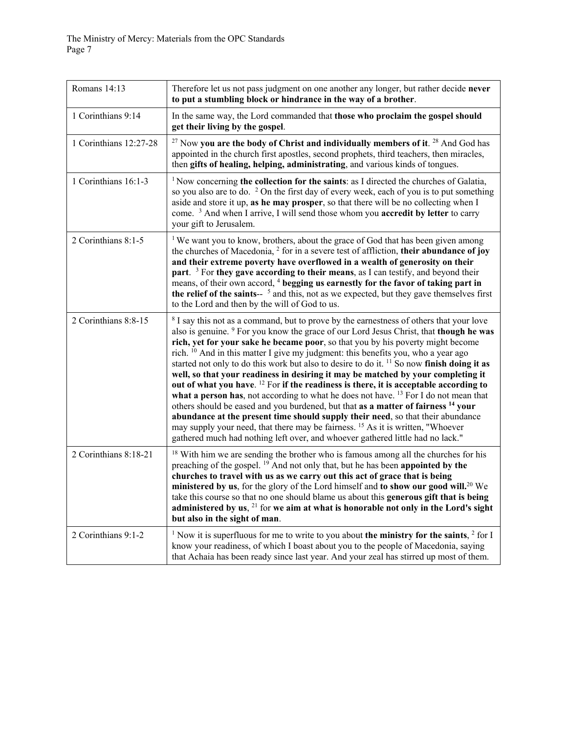| Romans 14:13 | Therefore let us not pass judgment on one another any longer, but rather decide **never to put a stumbling block or hindrance in the way of a brother**. |
|---|---|
| 1 Corinthians 9:14 | In the same way, the Lord commanded that **those who proclaim the gospel should get their living by the gospel**. |
| 1 Corinthians 12:27-28 | [27] Now **you are the body of Christ and individually members of it**. [28] And God has appointed in the church first apostles, second prophets, third teachers, then miracles, then **gifts of healing, helping, administrating**, and various kinds of tongues. |
| 1 Corinthians 16:1-3 | [1] Now concerning **the collection for the saints**: as I directed the churches of Galatia, so you also are to do. [2] On the first day of every week, each of you is to put something aside and store it up, **as he may prosper**, so that there will be no collecting when I come. [3] And when I arrive, I will send those whom you **accredit by letter** to carry your gift to Jerusalem. |
| 2 Corinthians 8:1-5 | [1] We want you to know, brothers, about the grace of God that has been given among the churches of Macedonia, [2] for in a severe test of affliction, **their abundance of joy and their extreme poverty have overflowed in a wealth of generosity on their part**. [3] For **they gave according to their means**, as I can testify, and beyond their means, of their own accord, [4] **begging us earnestly for the favor of taking part in the relief of the saints**-- [5] and this, not as we expected, but they gave themselves first to the Lord and then by the will of God to us. |
| 2 Corinthians 8:8-15 | [8] I say this not as a command, but to prove by the earnestness of others that your love also is genuine. [9] For you know the grace of our Lord Jesus Christ, that **though he was rich, yet for your sake he became poor**, so that you by his poverty might become rich. [10] And in this matter I give my judgment: this benefits you, who a year ago started not only to do this work but also to desire to do it. [11] So now **finish doing it as well, so that your readiness in desiring it may be matched by your completing it out of what you have**. [12] For **if the readiness is there, it is acceptable according to what a person has**, not according to what he does not have. [13] For I do not mean that others should be eased and you burdened, but that **as a matter of fairness [14] your abundance at the present time should supply their need**, so that their abundance may supply your need, that there may be fairness. [15] As it is written, "Whoever gathered much had nothing left over, and whoever gathered little had no lack." |
| 2 Corinthians 8:18-21 | [18] With him we are sending the brother who is famous among all the churches for his preaching of the gospel. [19] And not only that, but he has been **appointed by the churches to travel with us as we carry out this act of grace that is being ministered by us**, for the glory of the Lord himself and **to show our good will.**[20] We take this course so that no one should blame us about this **generous gift that is being administered by us**, [21] for **we aim at what is honorable not only in the Lord's sight but also in the sight of man**. |
| 2 Corinthians 9:1-2 | [1] Now it is superfluous for me to write to you about **the ministry for the saints**, [2] for I know your readiness, of which I boast about you to the people of Macedonia, saying that Achaia has been ready since last year. And your zeal has stirred up most of them. |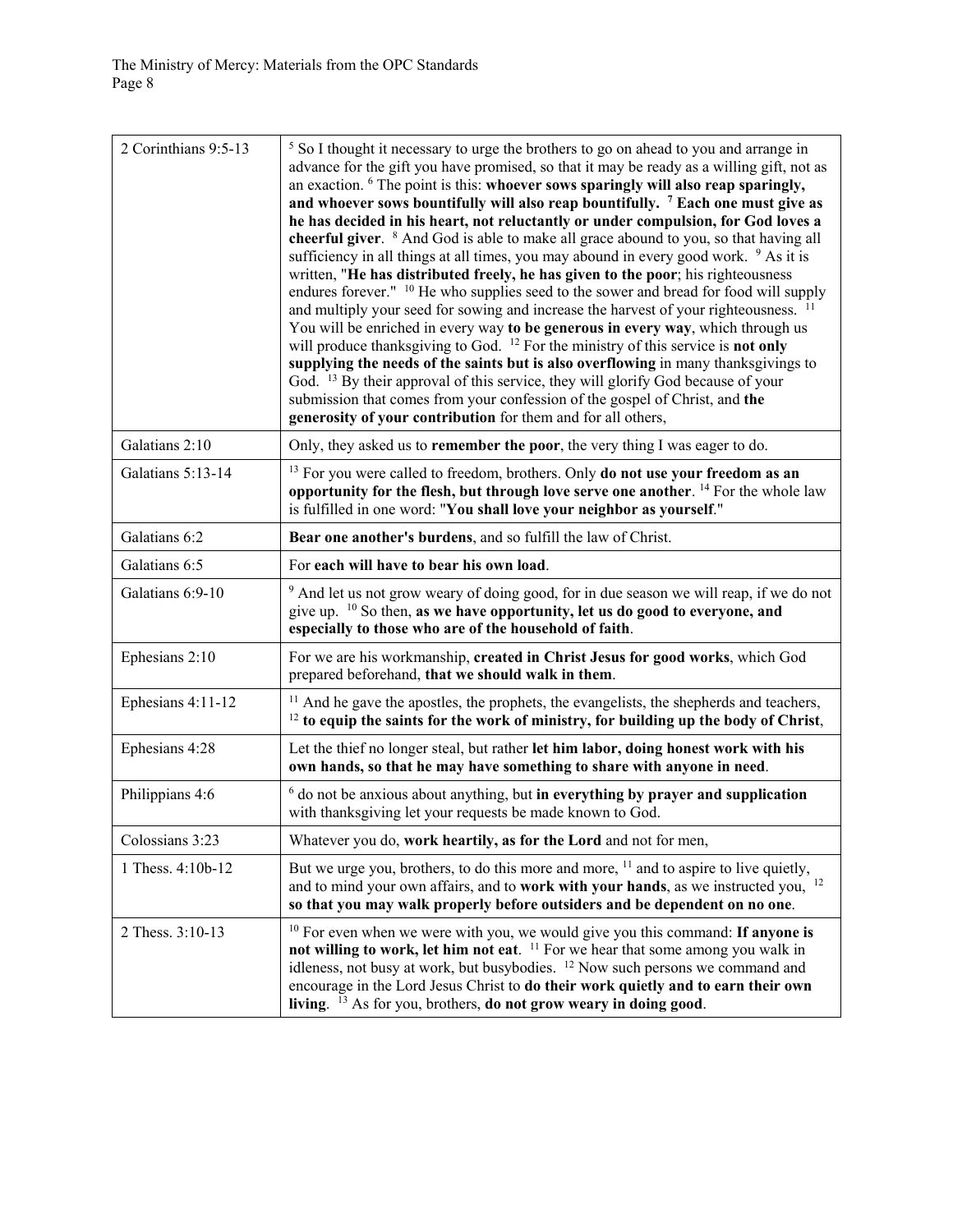| | |
|---|---|
| 2 Corinthians 9:5-13 | [5] So I thought it necessary to urge the brothers to go on ahead to you and arrange in advance for the gift you have promised, so that it may be ready as a willing gift, not as an exaction. [6] The point is this: **whoever sows sparingly will also reap sparingly, and whoever sows bountifully will also reap bountifully.** **[7] Each one must give as he has decided in his heart, not reluctantly or under compulsion, for God loves a cheerful giver**. [8] And God is able to make all grace abound to you, so that having all sufficiency in all things at all times, you may abound in every good work. [9] As it is written, "**He has distributed freely, he has given to the poor**; his righteousness endures forever." [10] He who supplies seed to the sower and bread for food will supply and multiply your seed for sowing and increase the harvest of your righteousness. [11] You will be enriched in every way **to be generous in every way**, which through us will produce thanksgiving to God. [12] For the ministry of this service is **not only supplying the needs of the saints but is also overflowing** in many thanksgivings to God. [13] By their approval of this service, they will glorify God because of your submission that comes from your confession of the gospel of Christ, and **the generosity of your contribution** for them and for all others, |
| Galatians 2:10 | Only, they asked us to **remember the poor**, the very thing I was eager to do. |
| Galatians 5:13-14 | [13] For you were called to freedom, brothers. Only **do not use your freedom as an opportunity for the flesh, but through love serve one another**. [14] For the whole law is fulfilled in one word: "**You shall love your neighbor as yourself**." |
| Galatians 6:2 | **Bear one another's burdens**, and so fulfill the law of Christ. |
| Galatians 6:5 | For **each will have to bear his own load**. |
| Galatians 6:9-10 | [9] And let us not grow weary of doing good, for in due season we will reap, if we do not give up. [10] So then, **as we have opportunity, let us do good to everyone, and especially to those who are of the household of faith**. |
| Ephesians 2:10 | For we are his workmanship, **created in Christ Jesus for good works**, which God prepared beforehand, **that we should walk in them**. |
| Ephesians 4:11-12 | [11] And he gave the apostles, the prophets, the evangelists, the shepherds and teachers, [12] **to equip the saints for the work of ministry, for building up the body of Christ**, |
| Ephesians 4:28 | Let the thief no longer steal, but rather **let him labor, doing honest work with his own hands, so that he may have something to share with anyone in need**. |
| Philippians 4:6 | [6] do not be anxious about anything, but **in everything by prayer and supplication** with thanksgiving let your requests be made known to God. |
| Colossians 3:23 | Whatever you do, **work heartily, as for the Lord** and not for men, |
| 1 Thess. 4:10b-12 | But we urge you, brothers, to do this more and more, [11] and to aspire to live quietly, and to mind your own affairs, and to **work with your hands**, as we instructed you, [12] **so that you may walk properly before outsiders and be dependent on no one**. |
| 2 Thess. 3:10-13 | [10] For even when we were with you, we would give you this command: **If anyone is not willing to work, let him not eat**. [11] For we hear that some among you walk in idleness, not busy at work, but busybodies. [12] Now such persons we command and encourage in the Lord Jesus Christ to **do their work quietly and to earn their own living**. [13] As for you, brothers, **do not grow weary in doing good**. |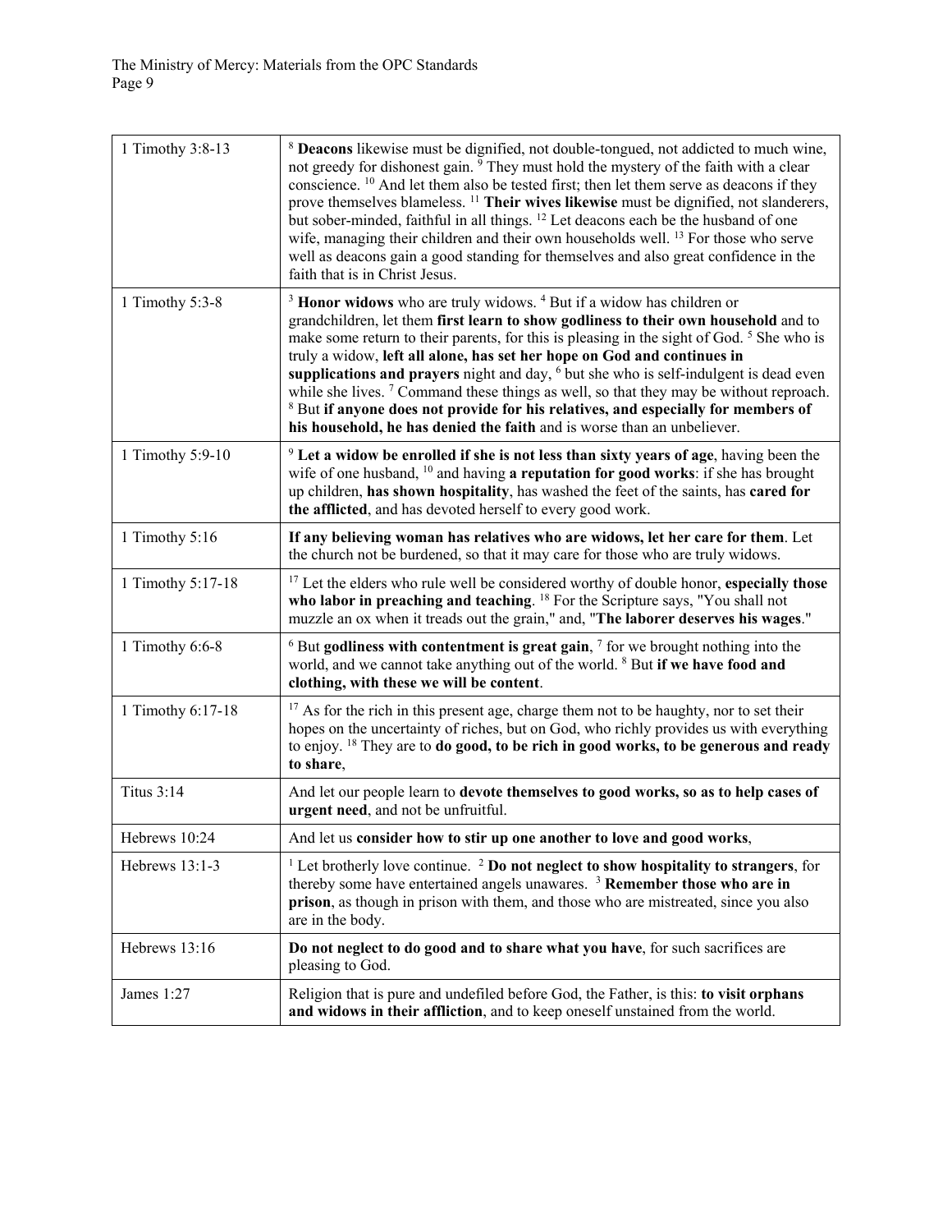| | |
|---|---|
| 1 Timothy 3:8-13 | [8] **Deacons** likewise must be dignified, not double-tongued, not addicted to much wine, not greedy for dishonest gain. [9] They must hold the mystery of the faith with a clear conscience. [10] And let them also be tested first; then let them serve as deacons if they prove themselves blameless. [11] **Their wives likewise** must be dignified, not slanderers, but sober-minded, faithful in all things. [12] Let deacons each be the husband of one wife, managing their children and their own households well. [13] For those who serve well as deacons gain a good standing for themselves and also great confidence in the faith that is in Christ Jesus. |
| 1 Timothy 5:3-8 | [3] **Honor widows** who are truly widows. [4] But if a widow has children or grandchildren, let them **first learn to show godliness to their own household** and to make some return to their parents, for this is pleasing in the sight of God. [5] She who is truly a widow, **left all alone, has set her hope on God and continues in supplications and prayers** night and day, [6] but she who is self-indulgent is dead even while she lives. [7] Command these things as well, so that they may be without reproach. [8] But **if anyone does not provide for his relatives, and especially for members of his household, he has denied the faith** and is worse than an unbeliever. |
| 1 Timothy 5:9-10 | [9] **Let a widow be enrolled if she is not less than sixty years of age**, having been the wife of one husband, [10] and having **a reputation for good works**: if she has brought up children, **has shown hospitality**, has washed the feet of the saints, has **cared for the afflicted**, and has devoted herself to every good work. |
| 1 Timothy 5:16 | **If any believing woman has relatives who are widows, let her care for them**. Let the church not be burdened, so that it may care for those who are truly widows. |
| 1 Timothy 5:17-18 | [17] Let the elders who rule well be considered worthy of double honor, **especially those who labor in preaching and teaching**. [18] For the Scripture says, "You shall not muzzle an ox when it treads out the grain," and, "**The laborer deserves his wages**." |
| 1 Timothy 6:6-8 | [6] But **godliness with contentment is great gain**, [7] for we brought nothing into the world, and we cannot take anything out of the world. [8] But **if we have food and clothing, with these we will be content**. |
| 1 Timothy 6:17-18 | [17] As for the rich in this present age, charge them not to be haughty, nor to set their hopes on the uncertainty of riches, but on God, who richly provides us with everything to enjoy. [18] They are to **do good, to be rich in good works, to be generous and ready to share**, |
| Titus 3:14 | And let our people learn to **devote themselves to good works, so as to help cases of urgent need**, and not be unfruitful. |
| Hebrews 10:24 | And let us **consider how to stir up one another to love and good works**, |
| Hebrews 13:1-3 | [1] Let brotherly love continue. [2] **Do not neglect to show hospitality to strangers**, for thereby some have entertained angels unawares. [3] **Remember those who are in prison**, as though in prison with them, and those who are mistreated, since you also are in the body. |
| Hebrews 13:16 | **Do not neglect to do good and to share what you have**, for such sacrifices are pleasing to God. |
| James 1:27 | Religion that is pure and undefiled before God, the Father, is this: **to visit orphans and widows in their affliction**, and to keep oneself unstained from the world. |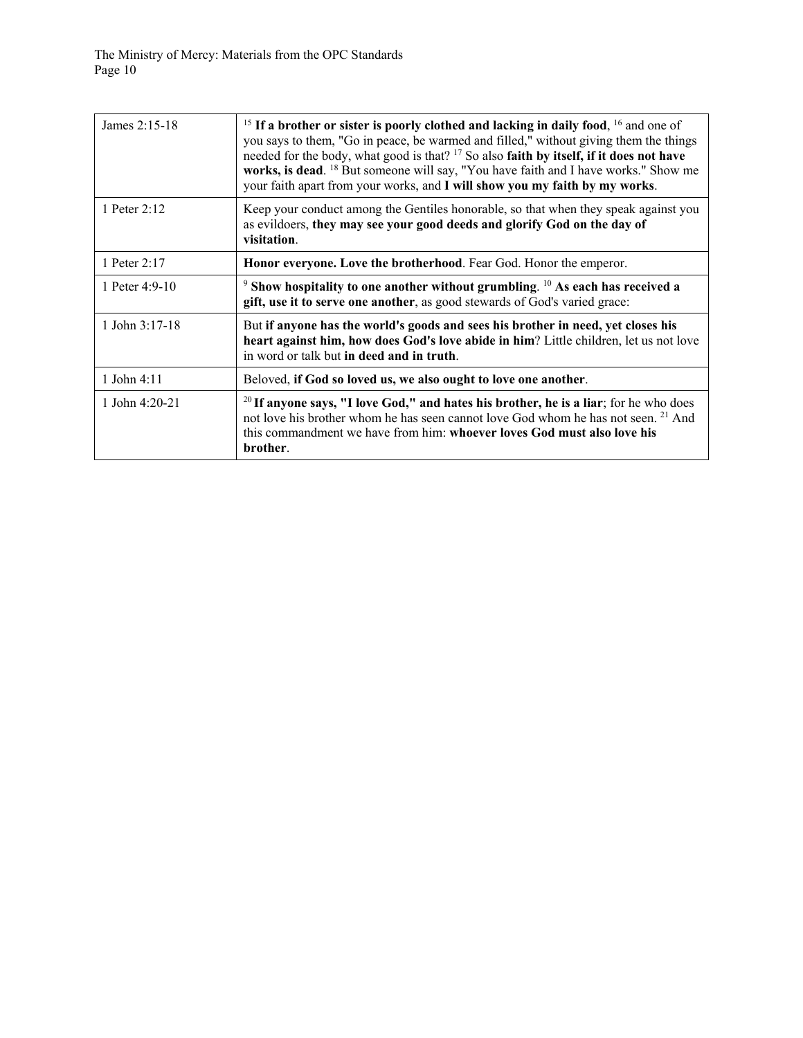| | |
|---|---|
| James 2:15-18 | [15] **If a brother or sister is poorly clothed and lacking in daily food**, [16] and one of you says to them, "Go in peace, be warmed and filled," without giving them the things needed for the body, what good is that? [17] So also **faith by itself, if it does not have works, is dead**. [18] But someone will say, "You have faith and I have works." Show me your faith apart from your works, and **I will show you my faith by my works**. |
| 1 Peter 2:12 | Keep your conduct among the Gentiles honorable, so that when they speak against you as evildoers, **they may see your good deeds and glorify God on the day of visitation**. |
| 1 Peter 2:17 | **Honor everyone. Love the brotherhood**. Fear God. Honor the emperor. |
| 1 Peter 4:9-10 | [9] **Show hospitality to one another without grumbling**. [10] **As each has received a gift, use it to serve one another**, as good stewards of God's varied grace: |
| 1 John 3:17-18 | But **if anyone has the world's goods and sees his brother in need, yet closes his heart against him, how does God's love abide in him**? Little children, let us not love in word or talk but **in deed and in truth**. |
| 1 John 4:11 | Beloved, **if God so loved us, we also ought to love one another**. |
| 1 John 4:20-21 | [20] **If anyone says, "I love God," and hates his brother, he is a liar**; for he who does not love his brother whom he has seen cannot love God whom he has not seen. [21] And this commandment we have from him: **whoever loves God must also love his brother**. |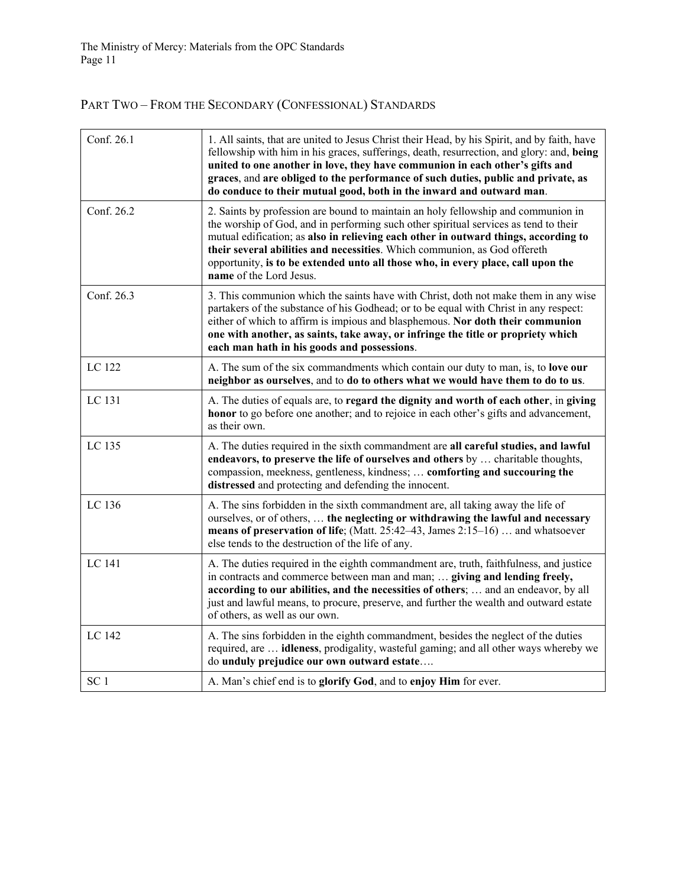## Part Two – From the Secondary (Confessional) Standards

| | |
|---|---|
| Conf. 26.1 | 1. All saints, that are united to Jesus Christ their Head, by his Spirit, and by faith, have fellowship with him in his graces, sufferings, death, resurrection, and glory: and, **being united to one another in love, they have communion in each other's gifts and graces**, and **are obliged to the performance of such duties, public and private, as do conduce to their mutual good, both in the inward and outward man**. |
| Conf. 26.2 | 2. Saints by profession are bound to maintain an holy fellowship and communion in the worship of God, and in performing such other spiritual services as tend to their mutual edification; as **also in relieving each other in outward things, according to their several abilities and necessities**. Which communion, as God offereth opportunity, **is to be extended unto all those who, in every place, call upon the name** of the Lord Jesus. |
| Conf. 26.3 | 3. This communion which the saints have with Christ, doth not make them in any wise partakers of the substance of his Godhead; or to be equal with Christ in any respect: either of which to affirm is impious and blasphemous. **Nor doth their communion one with another, as saints, take away, or infringe the title or propriety which each man hath in his goods and possessions**. |
| LC 122 | A. The sum of the six commandments which contain our duty to man, is, to **love our neighbor as ourselves**, and to **do to others what we would have them to do to us**. |
| LC 131 | A. The duties of equals are, to **regard the dignity and worth of each other**, in **giving honor** to go before one another; and to rejoice in each other's gifts and advancement, as their own. |
| LC 135 | A. The duties required in the sixth commandment are **all careful studies, and lawful endeavors, to preserve the life of ourselves and others** by … charitable thoughts, compassion, meekness, gentleness, kindness; … **comforting and succouring the distressed** and protecting and defending the innocent. |
| LC 136 | A. The sins forbidden in the sixth commandment are, all taking away the life of ourselves, or of others, … **the neglecting or withdrawing the lawful and necessary means of preservation of life**; (Matt. 25:42–43, James 2:15–16) … and whatsoever else tends to the destruction of the life of any. |
| LC 141 | A. The duties required in the eighth commandment are, truth, faithfulness, and justice in contracts and commerce between man and man; … **giving and lending freely, according to our abilities, and the necessities of others**; … and an endeavor, by all just and lawful means, to procure, preserve, and further the wealth and outward estate of others, as well as our own. |
| LC 142 | A. The sins forbidden in the eighth commandment, besides the neglect of the duties required, are … **idleness**, prodigality, wasteful gaming; and all other ways whereby we do **unduly prejudice our own outward estate**…. |
| SC 1 | A. Man's chief end is to **glorify God**, and to **enjoy Him** for ever. |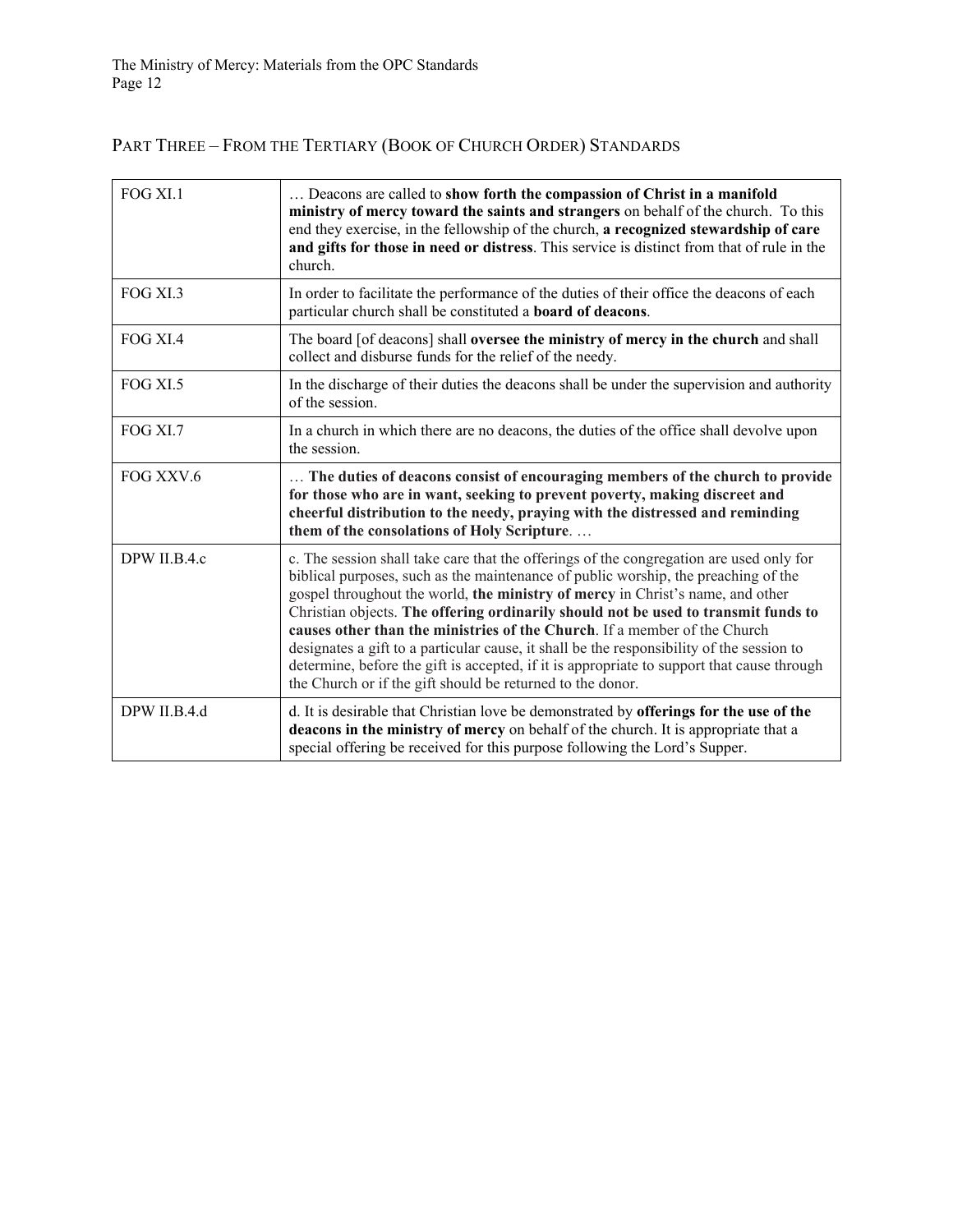## Part Three – From the Tertiary (Book of Church Order) Standards

| | |
|---|---|
| FOG XI.1 | … Deacons are called to **show forth the compassion of Christ in a manifold ministry of mercy toward the saints and strangers** on behalf of the church. To this end they exercise, in the fellowship of the church, **a recognized stewardship of care and gifts for those in need or distress**. This service is distinct from that of rule in the church. |
| FOG XI.3 | In order to facilitate the performance of the duties of their office the deacons of each particular church shall be constituted a **board of deacons**. |
| FOG XI.4 | The board [of deacons] shall **oversee the ministry of mercy in the church** and shall collect and disburse funds for the relief of the needy. |
| FOG XI.5 | In the discharge of their duties the deacons shall be under the supervision and authority of the session. |
| FOG XI.7 | In a church in which there are no deacons, the duties of the office shall devolve upon the session. |
| FOG XXV.6 | … **The duties of deacons consist of encouraging members of the church to provide for those who are in want, seeking to prevent poverty, making discreet and cheerful distribution to the needy, praying with the distressed and reminding them of the consolations of Holy Scripture**. … |
| DPW II.B.4.c | c. The session shall take care that the offerings of the congregation are used only for biblical purposes, such as the maintenance of public worship, the preaching of the gospel throughout the world, **the ministry of mercy** in Christ's name, and other Christian objects. **The offering ordinarily should not be used to transmit funds to causes other than the ministries of the Church**. If a member of the Church designates a gift to a particular cause, it shall be the responsibility of the session to determine, before the gift is accepted, if it is appropriate to support that cause through the Church or if the gift should be returned to the donor. |
| DPW II.B.4.d | d. It is desirable that Christian love be demonstrated by **offerings for the use of the deacons in the ministry of mercy** on behalf of the church. It is appropriate that a special offering be received for this purpose following the Lord's Supper. |